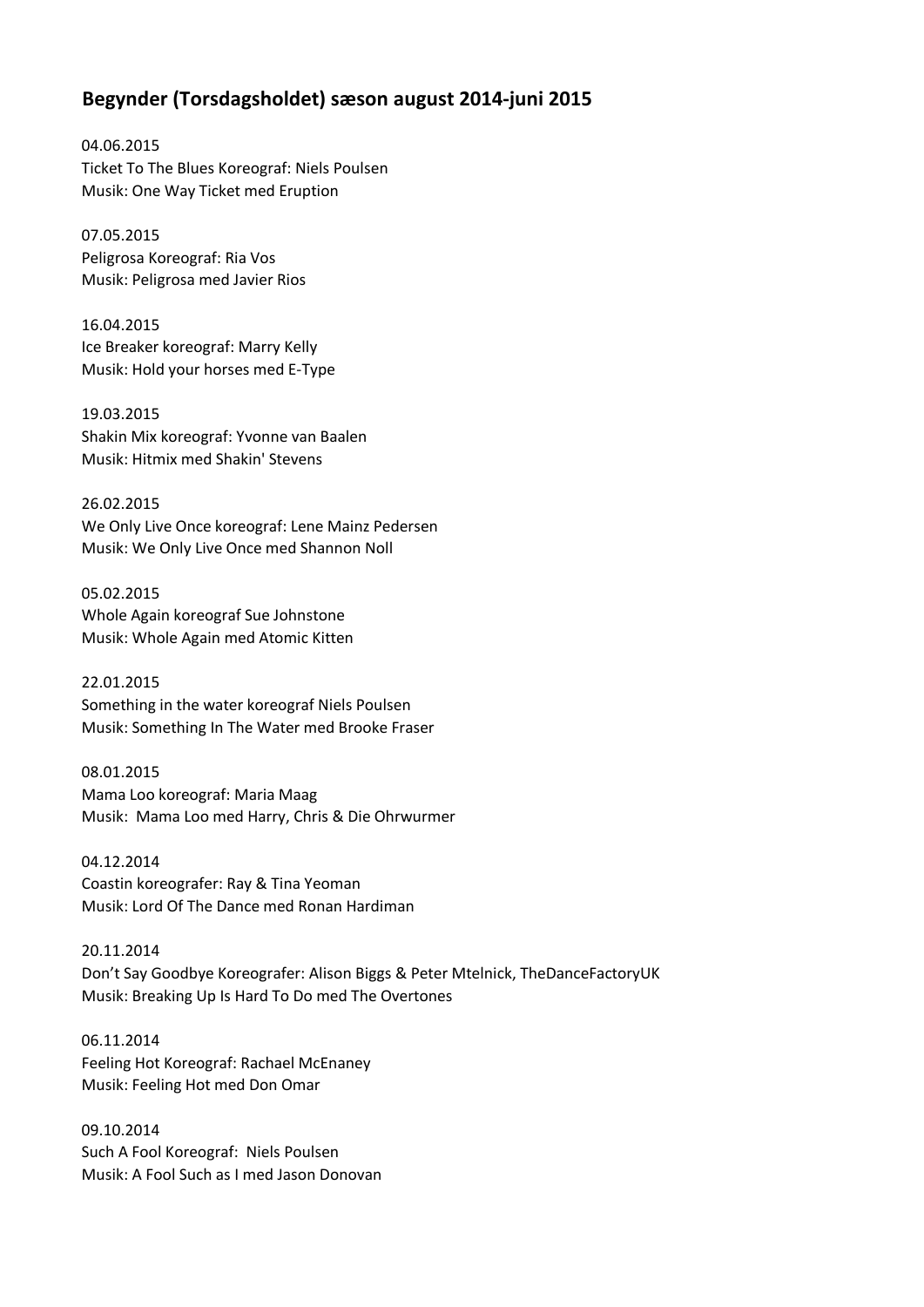## Begynder (Torsdagsholdet) sæson august 2014-juni 2015

04.06.2015
Ticket To The Blues Koreograf: Niels Poulsen
Musik: One Way Ticket med Eruption

07.05.2015
Peligrosa Koreograf: Ria Vos
Musik: Peligrosa med Javier Rios

16.04.2015
Ice Breaker koreograf: Marry Kelly
Musik: Hold your horses med E-Type

19.03.2015
Shakin Mix koreograf: Yvonne van Baalen
Musik: Hitmix med Shakin' Stevens

26.02.2015
We Only Live Once koreograf: Lene Mainz Pedersen
Musik: We Only Live Once med Shannon Noll

05.02.2015
Whole Again koreograf Sue Johnstone
Musik: Whole Again med Atomic Kitten

22.01.2015
Something in the water koreograf Niels Poulsen
Musik: Something In The Water med Brooke Fraser

08.01.2015
Mama Loo koreograf: Maria Maag
Musik: Mama Loo med Harry, Chris & Die Ohrwurmer

04.12.2014
Coastin koreografer: Ray & Tina Yeoman
Musik: Lord Of The Dance med Ronan Hardiman

20.11.2014
Don't Say Goodbye Koreografer: Alison Biggs & Peter Mtelnick, TheDanceFactoryUK
Musik: Breaking Up Is Hard To Do med The Overtones

06.11.2014
Feeling Hot Koreograf: Rachael McEnaney
Musik: Feeling Hot med Don Omar

09.10.2014
Such A Fool Koreograf: Niels Poulsen
Musik: A Fool Such as I med Jason Donovan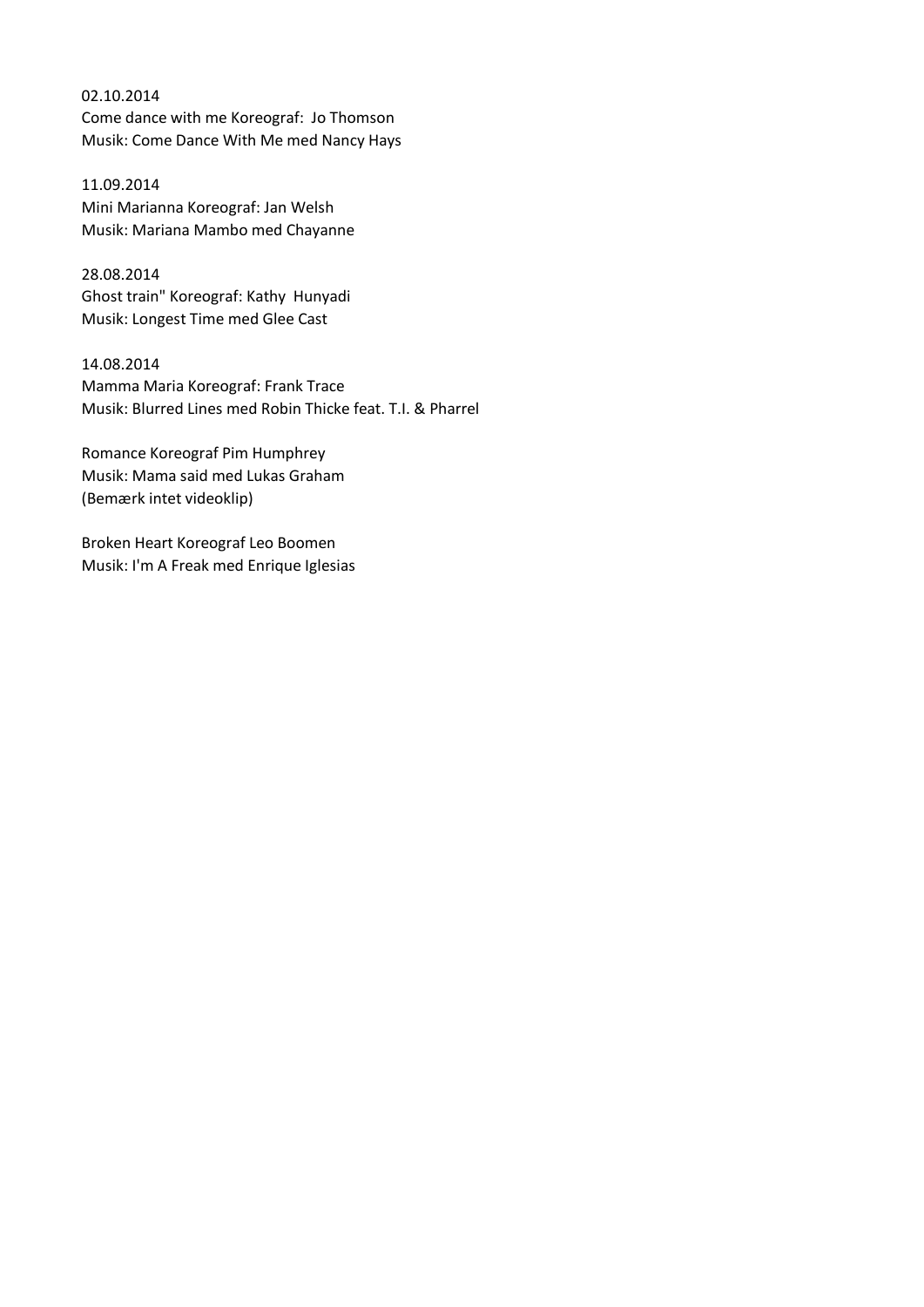02.10.2014
Come dance with me Koreograf: Jo Thomson
Musik: Come Dance With Me med Nancy Hays

11.09.2014
Mini Marianna Koreograf: Jan Welsh
Musik: Mariana Mambo med Chayanne

28.08.2014
Ghost train" Koreograf: Kathy Hunyadi
Musik: Longest Time med Glee Cast

14.08.2014
Mamma Maria Koreograf: Frank Trace
Musik: Blurred Lines med Robin Thicke feat. T.I. & Pharrel

Romance Koreograf Pim Humphrey
Musik: Mama said med Lukas Graham
(Bemærk intet videoklip)

Broken Heart Koreograf Leo Boomen
Musik: I'm A Freak med Enrique Iglesias